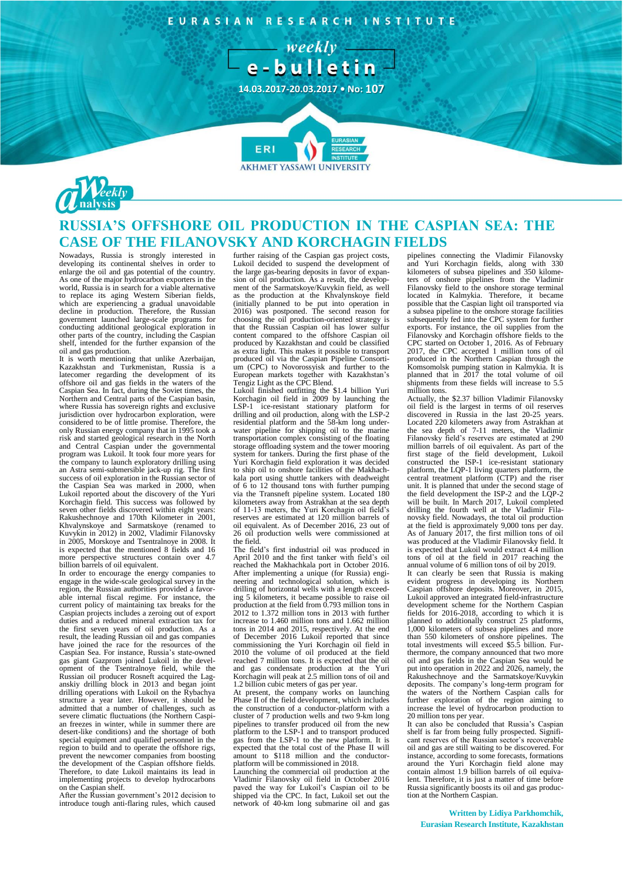EURASIAN RESEARCH INSTITUTE

weekly e-bulletin

14.03.2017-20.03.2017 • No: 107

Weekly analysis

# RUSSIA'S OFFSHORE OIL PRODUCTION IN THE CASPIAN SEA: THE CASE OF THE FILANOVSKY AND KORCHAGIN FIELDS

Nowadays, Russia is strongly interested in developing its continental shelves in order to enlarge the oil and gas potential of the country. As one of the major hydrocarbon exporters in the world, Russia is in search for a viable alternative to replace its aging Western Siberian fields, which are experiencing a gradual unavoidable decline in production. Therefore, the Russian government launched large-scale programs for conducting additional geological exploration in other parts of the country, including the Caspian shelf, intended for the further expansion of the oil and gas production.

It is worth mentioning that unlike Azerbaijan, Kazakhstan and Turkmenistan, Russia is a latecomer regarding the development of its offshore oil and gas fields in the waters of the Caspian Sea. In fact, during the Soviet times, the Northern and Central parts of the Caspian basin, where Russia has sovereign rights and exclusive jurisdiction over hydrocarbon exploration, were considered to be of little promise. Therefore, the only Russian energy company that in 1995 took a risk and started geological research in the North and Central Caspian under the governmental program was Lukoil. It took four more years for the company to launch exploratory drilling using an Astra semi-submersible jack-up rig. The first success of oil exploration in the Russian sector of the Caspian Sea was marked in 2000, when Lukoil reported about the discovery of the Yuri Korchagin field. This success was followed by seven other fields discovered within eight years: Rakushechnoye and 170th Kilometer in 2001, Khvalynskoye and Sarmatskoye (renamed to Kuvykin in 2012) in 2002, Vladimir Filanovsky in 2005, Morskoye and Tsentralnoye in 2008. It is expected that the mentioned 8 fields and 16 more perspective structures contain over 4.7 billion barrels of oil equivalent.

In order to encourage the energy companies to engage in the wide-scale geological survey in the region, the Russian authorities provided a favorable internal fiscal regime. For instance, the current policy of maintaining tax breaks for the Caspian projects includes a zeroing out of export duties and a reduced mineral extraction tax for the first seven years of oil production. As a result, the leading Russian oil and gas companies have joined the race for the resources of the Caspian Sea. For instance, Russia's state-owned gas giant Gazprom joined Lukoil in the development of the Tsentralnoye field, while the Russian oil producer Rosneft acquired the Laganskiy drilling block in 2013 and began joint drilling operations with Lukoil on the Rybachya structure a year later. However, it should be admitted that a number of challenges, such as severe climatic fluctuations (the Northern Caspian freezes in winter, while in summer there are desert-like conditions) and the shortage of both special equipment and qualified personnel in the region to build and to operate the offshore rigs, prevent the newcomer companies from boosting the development of the Caspian offshore fields. Therefore, to date Lukoil maintains its lead in implementing projects to develop hydrocarbons on the Caspian shelf.

After the Russian government's 2012 decision to introduce tough anti-flaring rules, which caused further raising of the Caspian gas project costs, Lukoil decided to suspend the development of the large gas-bearing deposits in favor of expansion of oil production. As a result, the development of the Sarmatskoye/Kuvykin field, as well as the production at the Khvalynskoye field (initially planned to be put into operation in 2016) was postponed. The second reason for choosing the oil production-oriented strategy is that the Russian Caspian oil has lower sulfur content compared to the offshore Caspian oil produced by Kazakhstan and could be classified as extra light. This makes it possible to transport produced oil via the Caspian Pipeline Consortium (CPC) to Novorossyisk and further to the European markets together with Kazakhstan's Tengiz Light as the CPC Blend.

Lukoil finished outfitting the $1.4 billion Yuri Korchagin oil field in 2009 by launching the LSP-1 ice-resistant stationary platform for drilling and oil production, along with the LSP-2 residential platform and the 58-km long underwater pipeline for shipping oil to the marine transportation complex consisting of the floating storage offloading system and the tower mooring system for tankers. During the first phase of the Yuri Korchagin field exploration it was decided to ship oil to onshore facilities of the Makhachkala port using shuttle tankers with deadweight of 6 to 12 thousand tons with further pumping via the Transneft pipeline system. Located 180 kilometers away from Astrakhan at the sea depth of 11-13 meters, the Yuri Korchagin oil field's reserves are estimated at 120 million barrels of oil equivalent. As of December 2016, 23 out of 26 oil production wells were commissioned at the field.

The field's first industrial oil was produced in April 2010 and the first tanker with field's oil reached the Makhachkala port in October 2010. After implementing a unique (for Russia) engineering and technological solution, which is drilling of horizontal wells with a length exceeding 5 kilometers, it became possible to raise oil production at the field from 0.793 million tons in 2012 to 1.372 million tons in 2013 with further increase to 1.460 million tons and 1.662 million tons in 2014 and 2015, respectively. At the end of December 2016 Lukoil reported that since commissioning the Yuri Korchagin oil field in 2010 the volume of oil produced at the field reached 7 million tons. It is expected that the oil and gas condensate production at the Yuri Korchagin will peak at 2.5 million tons of oil and 1.2 billion cubic meters of gas per year.

At present, the company works on launching Phase II of the field development, which includes the construction of a conductor-platform with a cluster of 7 production wells and two 9-km long pipelines to transfer produced oil from the new platform to the LSP-1 and to transport produced gas from the LSP-1 to the new platform. It is expected that the total cost of the Phase II will amount to $118 million and the conductor-platform will be commissioned in 2018.

Launching the commercial oil production at the Vladimir Filanovsky oil field in October 2016 paved the way for Lukoil's Caspian oil to be shipped via the CPC. In fact, Lukoil set out the network of 40-km long submarine oil and gas pipelines connecting the Vladimir Filanovsky and Yuri Korchagin fields, along with 330 kilometers of subsea pipelines and 350 kilometers of onshore pipelines from the Vladimir Filanovsky field to the onshore storage terminal located in Kalmykia. Therefore, it became possible that the Caspian light oil transported via a subsea pipeline to the onshore storage facilities subsequently fed into the CPC system for further exports. For instance, the oil supplies from the Filanovsky and Korchagin offshore fields to the CPC started on October 1, 2016. As of February 2017, the CPC accepted 1 million tons of oil produced in the Northern Caspian through the Komsomolsk pumping station in Kalmykia. It is planned that in 2017 the total volume of oil shipments from these fields will increase to 5.5 million tons.

Actually, the $2.37 billion Vladimir Filanovsky oil field is the largest in terms of oil reserves discovered in Russia in the last 20-25 years. Located 220 kilometers away from Astrakhan at the sea depth of 7-11 meters, the Vladimir Filanovsky field's reserves are estimated at 290 million barrels of oil equivalent. As part of the first stage of the field development, Lukoil constructed the ISP-1 ice-resistant stationary platform, the LQP-1 living quarters platform, the central treatment platform (CTP) and the riser unit. It is planned that under the second stage of the field development the ISP-2 and the LQP-2 will be built. In March 2017, Lukoil completed drilling the fourth well at the Vladimir Filanovsky field. Nowadays, the total oil production at the field is approximately 9,000 tons per day. As of January 2017, the first million tons of oil was produced at the Vladimir Filanovsky field. It is expected that Lukoil would extract 4.4 million tons of oil at the field in 2017 reaching the annual volume of 6 million tons of oil by 2019.

It can clearly be seen that Russia is making evident progress in developing its Northern Caspian offshore deposits. Moreover, in 2015, Lukoil approved an integrated field-infrastructure development scheme for the Northern Caspian fields for 2016-2018, according to which it is planned to additionally construct 25 platforms, 1,000 kilometers of subsea pipelines and more than 550 kilometers of onshore pipelines. The total investments will exceed $5.5 billion. Furthermore, the company announced that two more oil and gas fields in the Caspian Sea would be put into operation in 2022 and 2026, namely, the Rakushechnoye and the Sarmatskoye/Kuvykin deposits. The company's long-term program for the waters of the Northern Caspian calls for further exploration of the region aiming to increase the level of hydrocarbon production to 20 million tons per year.

It can also be concluded that Russia's Caspian shelf is far from being fully prospected. Significant reserves of the Russian sector's recoverable oil and gas are still waiting to be discovered. For instance, according to some forecasts, formations around the Yuri Korchagin field alone may contain almost 1.9 billion barrels of oil equivalent. Therefore, it is just a matter of time before Russia significantly boosts its oil and gas production at the Northern Caspian.

**Written by Lidiya Parkhomchik, Eurasian Research Institute, Kazakhstan**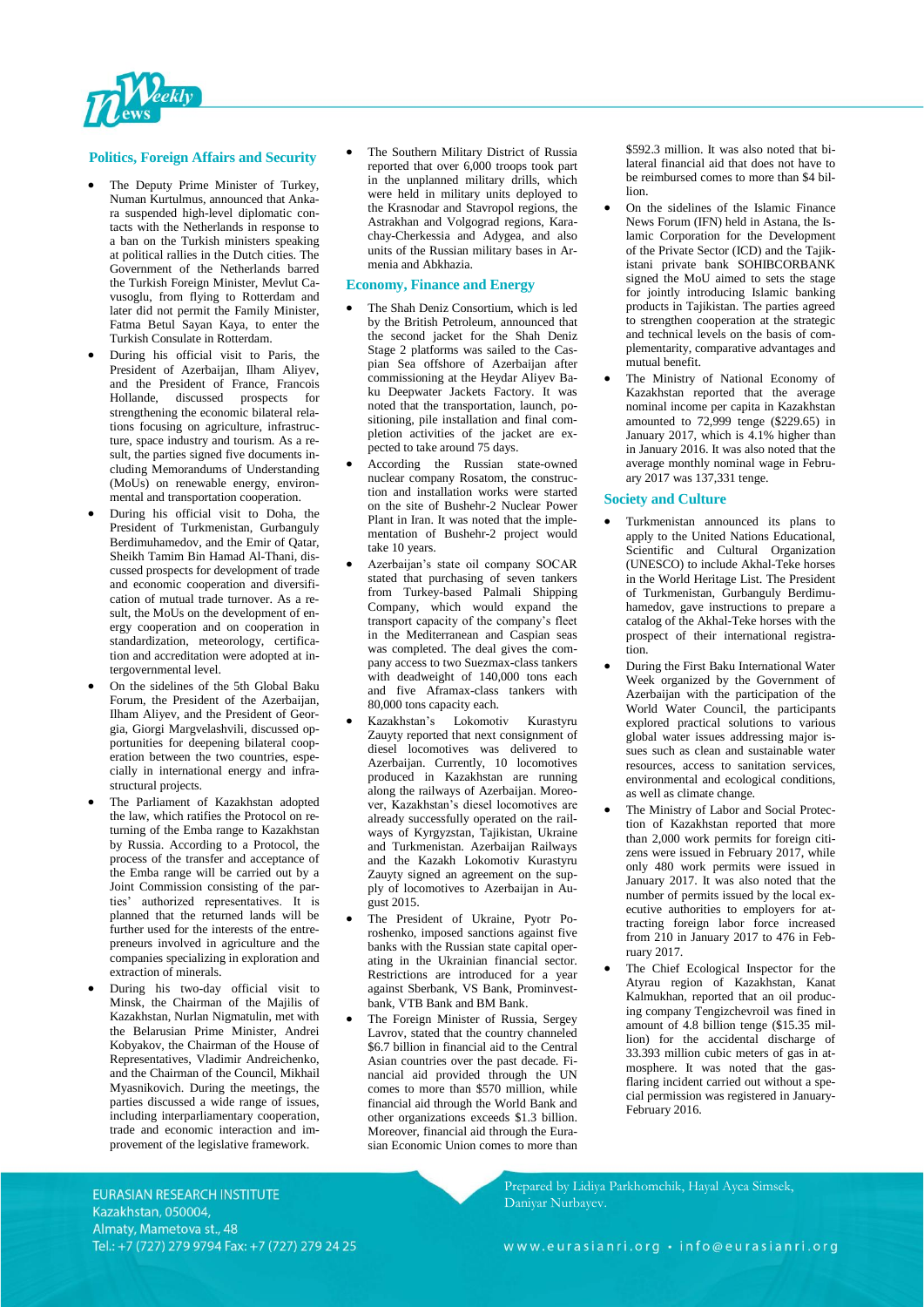## Politics, Foreign Affairs and Security

- The Deputy Prime Minister of Turkey, Numan Kurtulmus, announced that Ankara suspended high-level diplomatic contacts with the Netherlands in response to a ban on the Turkish ministers speaking at political rallies in the Dutch cities. The Government of the Netherlands barred the Turkish Foreign Minister, Mevlut Cavusoglu, from flying to Rotterdam and later did not permit the Family Minister, Fatma Betul Sayan Kaya, to enter the Turkish Consulate in Rotterdam.
- During his official visit to Paris, the President of Azerbaijan, Ilham Aliyev, and the President of France, Francois Hollande, discussed prospects for strengthening the economic bilateral relations focusing on agriculture, infrastructure, space industry and tourism. As a result, the parties signed five documents including Memorandums of Understanding (MoUs) on renewable energy, environmental and transportation cooperation.
- During his official visit to Doha, the President of Turkmenistan, Gurbanguly Berdimuhamedov, and the Emir of Qatar, Sheikh Tamim Bin Hamad Al-Thani, discussed prospects for development of trade and economic cooperation and diversification of mutual trade turnover. As a result, the MoUs on the development of energy cooperation and on cooperation in standardization, meteorology, certification and accreditation were adopted at intergovernmental level.
- On the sidelines of the 5th Global Baku Forum, the President of the Azerbaijan, Ilham Aliyev, and the President of Georgia, Giorgi Margvelashvili, discussed opportunities for deepening bilateral cooperation between the two countries, especially in international energy and infrastructural projects.
- The Parliament of Kazakhstan adopted the law, which ratifies the Protocol on returning of the Emba range to Kazakhstan by Russia. According to a Protocol, the process of the transfer and acceptance of the Emba range will be carried out by a Joint Commission consisting of the parties' authorized representatives. It is planned that the returned lands will be further used for the interests of the entrepreneurs involved in agriculture and the companies specializing in exploration and extraction of minerals.
- During his two-day official visit to Minsk, the Chairman of the Majilis of Kazakhstan, Nurlan Nigmatulin, met with the Belarusian Prime Minister, Andrei Kobyakov, the Chairman of the House of Representatives, Vladimir Andreichenko, and the Chairman of the Council, Mikhail Myasnikovich. During the meetings, the parties discussed a wide range of issues, including interparliamentary cooperation, trade and economic interaction and improvement of the legislative framework.
- The Southern Military District of Russia reported that over 6,000 troops took part in the unplanned military drills, which were held in military units deployed to the Krasnodar and Stavropol regions, the Astrakhan and Volgograd regions, Karachay-Cherkessia and Adygea, and also units of the Russian military bases in Armenia and Abkhazia.

## Economy, Finance and Energy

- The Shah Deniz Consortium, which is led by the British Petroleum, announced that the second jacket for the Shah Deniz Stage 2 platforms was sailed to the Caspian Sea offshore of Azerbaijan after commissioning at the Heydar Aliyev Baku Deepwater Jackets Factory. It was noted that the transportation, launch, positioning, pile installation and final completion activities of the jacket are expected to take around 75 days.
- According the Russian state-owned nuclear company Rosatom, the construction and installation works were started on the site of Bushehr-2 Nuclear Power Plant in Iran. It was noted that the implementation of Bushehr-2 project would take 10 years.
- Azerbaijan's state oil company SOCAR stated that purchasing of seven tankers from Turkey-based Palmali Shipping Company, which would expand the transport capacity of the company's fleet in the Mediterranean and Caspian seas was completed. The deal gives the company access to two Suezmax-class tankers with deadweight of 140,000 tons each and five Aframax-class tankers with 80,000 tons capacity each.
- Kazakhstan's Lokomotiv Kurastyru Zauyty reported that next consignment of diesel locomotives was delivered to Azerbaijan. Currently, 10 locomotives produced in Kazakhstan are running along the railways of Azerbaijan. Moreover, Kazakhstan's diesel locomotives are already successfully operated on the railways of Kyrgyzstan, Tajikistan, Ukraine and Turkmenistan. Azerbaijan Railways and the Kazakh Lokomotiv Kurastyru Zauyty signed an agreement on the supply of locomotives to Azerbaijan in August 2015.
- The President of Ukraine, Pyotr Poroshenko, imposed sanctions against five banks with the Russian state capital operating in the Ukrainian financial sector. Restrictions are introduced for a year against Sberbank, VS Bank, Prominvestbank, VTB Bank and BM Bank.
- The Foreign Minister of Russia, Sergey Lavrov, stated that the country channeled $6.7 billion in financial aid to the Central Asian countries over the past decade. Financial aid provided through the UN comes to more than $570 million, while financial aid through the World Bank and other organizations exceeds $1.3 billion. Moreover, financial aid through the Eurasian Economic Union comes to more than $592.3 million. It was also noted that bilateral financial aid that does not have to be reimbursed comes to more than $4 billion.
- On the sidelines of the Islamic Finance News Forum (IFN) held in Astana, the Islamic Corporation for the Development of the Private Sector (ICD) and the Tajikistani private bank SOHIBCORBANK signed the MoU aimed to sets the stage for jointly introducing Islamic banking products in Tajikistan. The parties agreed to strengthen cooperation at the strategic and technical levels on the basis of complementarity, comparative advantages and mutual benefit.
- The Ministry of National Economy of Kazakhstan reported that the average nominal income per capita in Kazakhstan amounted to 72,999 tenge ($229.65) in January 2017, which is 4.1% higher than in January 2016. It was also noted that the average monthly nominal wage in February 2017 was 137,331 tenge.

## Society and Culture

- Turkmenistan announced its plans to apply to the United Nations Educational, Scientific and Cultural Organization (UNESCO) to include Akhal-Teke horses in the World Heritage List. The President of Turkmenistan, Gurbanguly Berdimuhamedov, gave instructions to prepare a catalog of the Akhal-Teke horses with the prospect of their international registration.
- During the First Baku International Water Week organized by the Government of Azerbaijan with the participation of the World Water Council, the participants explored practical solutions to various global water issues addressing major issues such as clean and sustainable water resources, access to sanitation services, environmental and ecological conditions, as well as climate change.
- The Ministry of Labor and Social Protection of Kazakhstan reported that more than 2,000 work permits for foreign citizens were issued in February 2017, while only 480 work permits were issued in January 2017. It was also noted that the number of permits issued by the local executive authorities to employers for attracting foreign labor force increased from 210 in January 2017 to 476 in February 2017.
- The Chief Ecological Inspector for the Atyrau region of Kazakhstan, Kanat Kalmukhan, reported that an oil producing company Tengizchevroil was fined in amount of 4.8 billion tenge ($15.35 million) for the accidental discharge of 33.393 million cubic meters of gas in atmosphere. It was noted that the gas-flaring incident carried out without a special permission was registered in January-February 2016.

EURASIAN RESEARCH INSTITUTE
Kazakhstan, 050004,
Almaty, Mametova st., 48
Tel.: +7 (727) 279 9794 Fax: +7 (727) 279 24 25

Prepared by Lidiya Parkhomchik, Hayal Ayca Simsek, Daniyar Nurbayev.

www.eurasianri.org • info@eurasianri.org